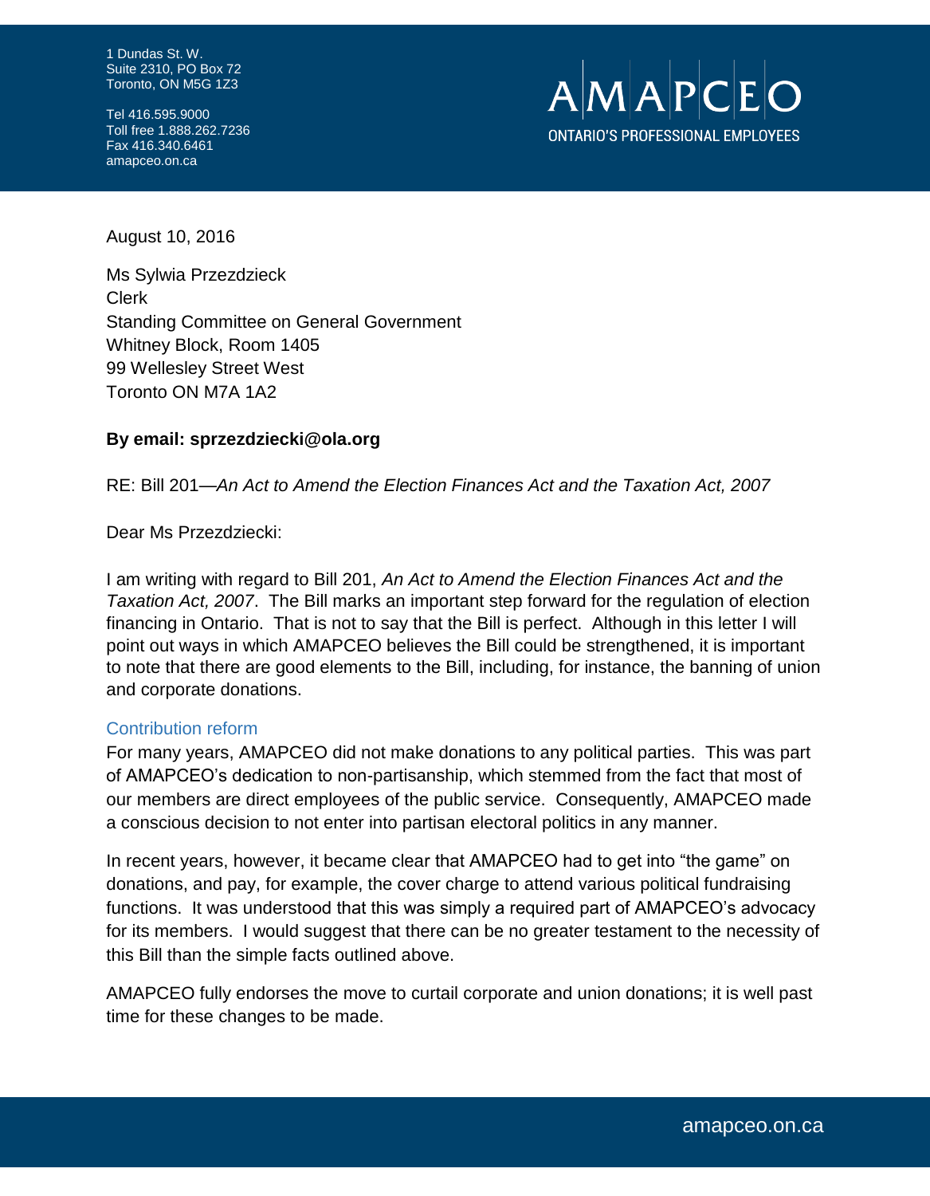1 Dundas St. W.
Suite 2310, PO Box 72
Toronto, ON M5G 1Z3

Tel 416.595.9000
Toll free 1.888.262.7236
Fax 416.340.6461
amapceo.on.ca

AMAPCEO
ONTARIO'S PROFESSIONAL EMPLOYEES

August 10, 2016

Ms Sylwia Przezdzieck
Clerk
Standing Committee on General Government
Whitney Block, Room 1405
99 Wellesley Street West
Toronto ON M7A 1A2

**By email: sprzezdziecki@ola.org**

RE: Bill 201—*An Act to Amend the Election Finances Act and the Taxation Act, 2007*

Dear Ms Przezdziecki:

I am writing with regard to Bill 201, *An Act to Amend the Election Finances Act and the Taxation Act, 2007*. The Bill marks an important step forward for the regulation of election financing in Ontario. That is not to say that the Bill is perfect. Although in this letter I will point out ways in which AMAPCEO believes the Bill could be strengthened, it is important to note that there are good elements to the Bill, including, for instance, the banning of union and corporate donations.

## Contribution reform

For many years, AMAPCEO did not make donations to any political parties. This was part of AMAPCEO's dedication to non-partisanship, which stemmed from the fact that most of our members are direct employees of the public service. Consequently, AMAPCEO made a conscious decision to not enter into partisan electoral politics in any manner.

In recent years, however, it became clear that AMAPCEO had to get into "the game" on donations, and pay, for example, the cover charge to attend various political fundraising functions. It was understood that this was simply a required part of AMAPCEO's advocacy for its members. I would suggest that there can be no greater testament to the necessity of this Bill than the simple facts outlined above.

AMAPCEO fully endorses the move to curtail corporate and union donations; it is well past time for these changes to be made.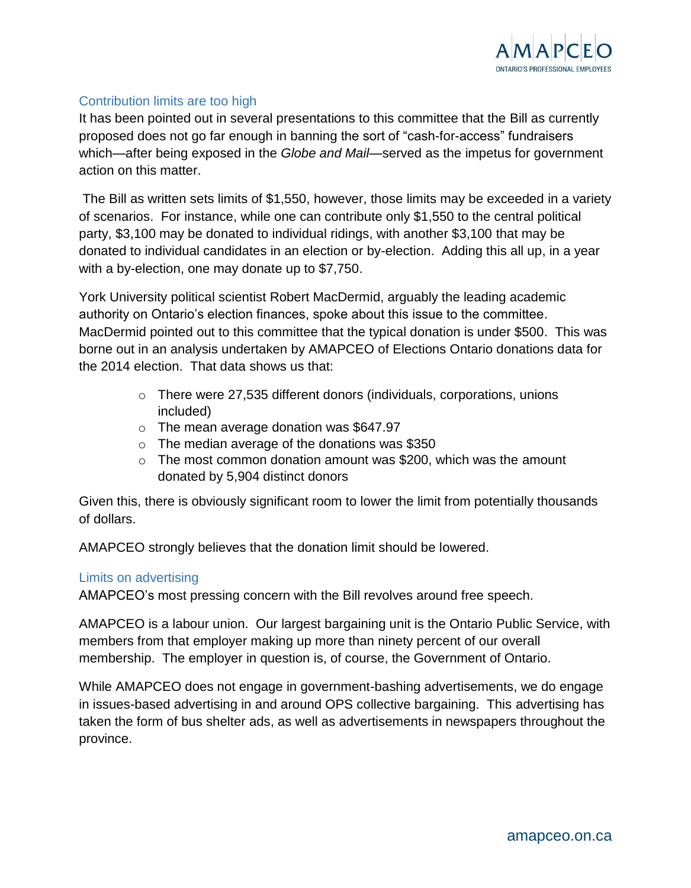## Contribution limits are too high

It has been pointed out in several presentations to this committee that the Bill as currently proposed does not go far enough in banning the sort of "cash-for-access" fundraisers which—after being exposed in the *Globe and Mail*—served as the impetus for government action on this matter.

The Bill as written sets limits of $1,550, however, those limits may be exceeded in a variety of scenarios. For instance, while one can contribute only $1,550 to the central political party, $3,100 may be donated to individual ridings, with another $3,100 that may be donated to individual candidates in an election or by-election. Adding this all up, in a year with a by-election, one may donate up to $7,750.

York University political scientist Robert MacDermid, arguably the leading academic authority on Ontario's election finances, spoke about this issue to the committee. MacDermid pointed out to this committee that the typical donation is under $500. This was borne out in an analysis undertaken by AMAPCEO of Elections Ontario donations data for the 2014 election. That data shows us that:

- There were 27,535 different donors (individuals, corporations, unions included)
- The mean average donation was $647.97
- The median average of the donations was $350
- The most common donation amount was $200, which was the amount donated by 5,904 distinct donors

Given this, there is obviously significant room to lower the limit from potentially thousands of dollars.

AMAPCEO strongly believes that the donation limit should be lowered.

## Limits on advertising

AMAPCEO's most pressing concern with the Bill revolves around free speech.

AMAPCEO is a labour union. Our largest bargaining unit is the Ontario Public Service, with members from that employer making up more than ninety percent of our overall membership. The employer in question is, of course, the Government of Ontario.

While AMAPCEO does not engage in government-bashing advertisements, we do engage in issues-based advertising in and around OPS collective bargaining. This advertising has taken the form of bus shelter ads, as well as advertisements in newspapers throughout the province.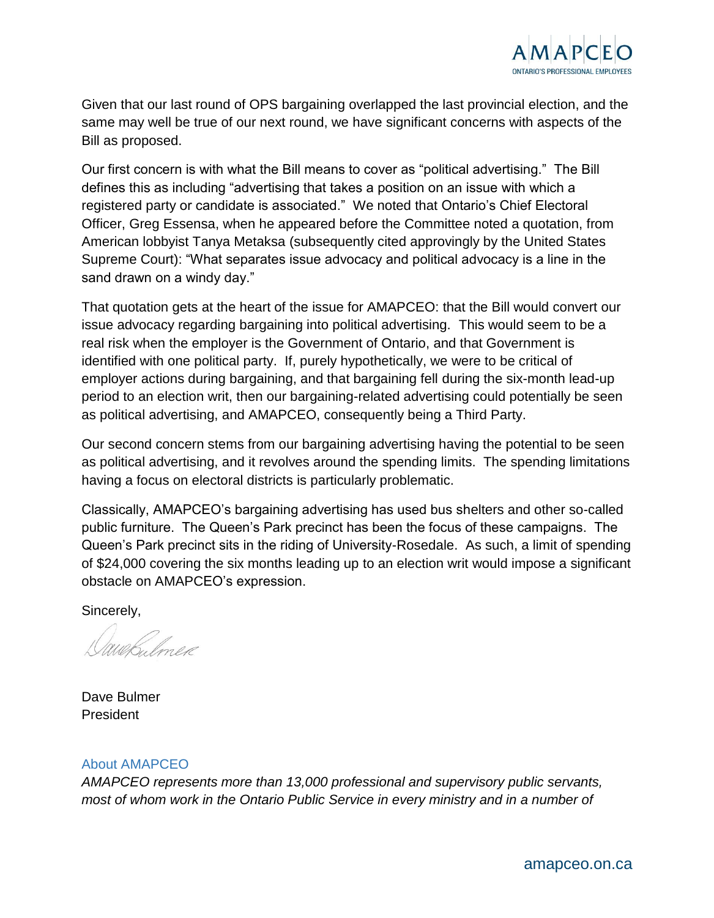Given that our last round of OPS bargaining overlapped the last provincial election, and the same may well be true of our next round, we have significant concerns with aspects of the Bill as proposed.

Our first concern is with what the Bill means to cover as "political advertising." The Bill defines this as including "advertising that takes a position on an issue with which a registered party or candidate is associated." We noted that Ontario's Chief Electoral Officer, Greg Essensa, when he appeared before the Committee noted a quotation, from American lobbyist Tanya Metaksa (subsequently cited approvingly by the United States Supreme Court): "What separates issue advocacy and political advocacy is a line in the sand drawn on a windy day."

That quotation gets at the heart of the issue for AMAPCEO: that the Bill would convert our issue advocacy regarding bargaining into political advertising. This would seem to be a real risk when the employer is the Government of Ontario, and that Government is identified with one political party. If, purely hypothetically, we were to be critical of employer actions during bargaining, and that bargaining fell during the six-month lead-up period to an election writ, then our bargaining-related advertising could potentially be seen as political advertising, and AMAPCEO, consequently being a Third Party.

Our second concern stems from our bargaining advertising having the potential to be seen as political advertising, and it revolves around the spending limits. The spending limitations having a focus on electoral districts is particularly problematic.

Classically, AMAPCEO's bargaining advertising has used bus shelters and other so-called public furniture. The Queen's Park precinct has been the focus of these campaigns. The Queen's Park precinct sits in the riding of University-Rosedale. As such, a limit of spending of $24,000 covering the six months leading up to an election writ would impose a significant obstacle on AMAPCEO's expression.

Sincerely,

Dave Bulmer

Dave Bulmer
President

### About AMAPCEO

*AMAPCEO represents more than 13,000 professional and supervisory public servants, most of whom work in the Ontario Public Service in every ministry and in a number of*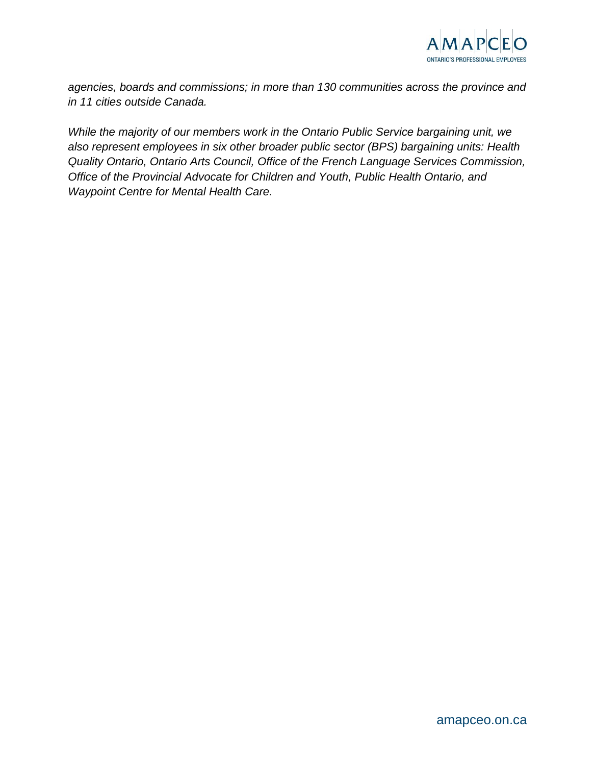*agencies, boards and commissions; in more than 130 communities across the province and in 11 cities outside Canada.*

*While the majority of our members work in the Ontario Public Service bargaining unit, we also represent employees in six other broader public sector (BPS) bargaining units: Health Quality Ontario, Ontario Arts Council, Office of the French Language Services Commission, Office of the Provincial Advocate for Children and Youth, Public Health Ontario, and Waypoint Centre for Mental Health Care.*